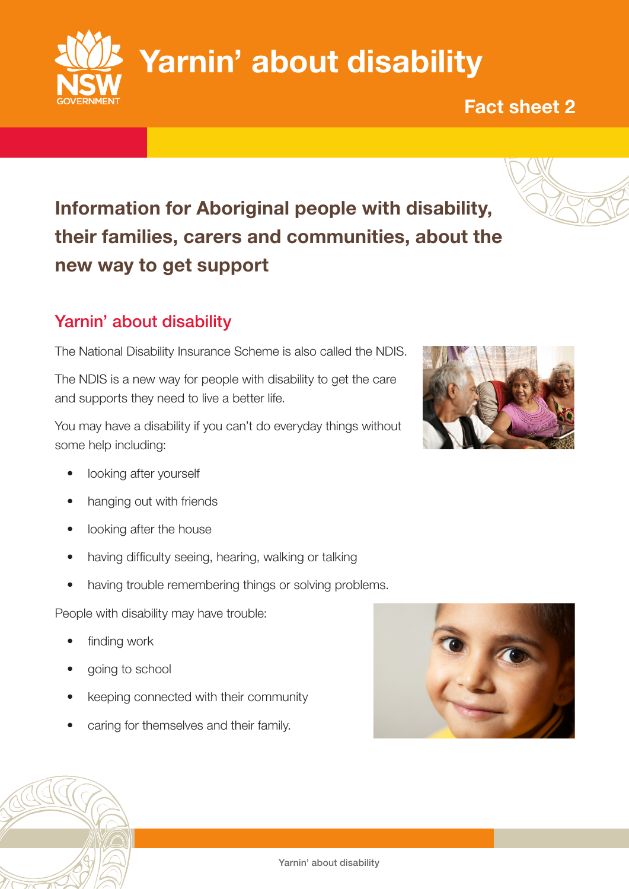# Yarnin' about disability

**Fact sheet 2**

## Information for Aboriginal people with disability, their families, carers and communities, about the new way to get support

### Yarnin' about disability

The National Disability Insurance Scheme is also called the NDIS.

The NDIS is a new way for people with disability to get the care and supports they need to live a better life.

You may have a disability if you can't do everyday things without some help including:

- looking after yourself
- hanging out with friends
- looking after the house
- having difficulty seeing, hearing, walking or talking
- having trouble remembering things or solving problems.

People with disability may have trouble:

- finding work
- going to school
- keeping connected with their community
- caring for themselves and their family.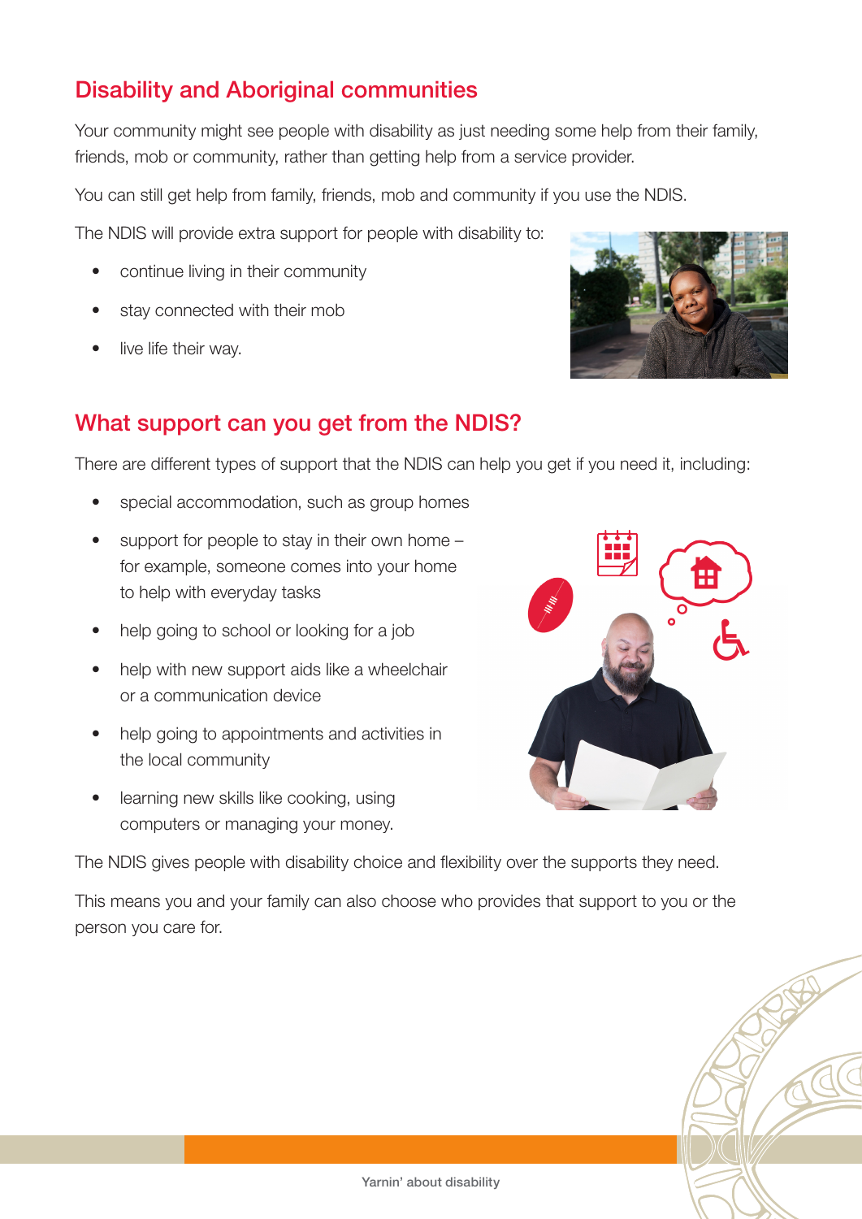## Disability and Aboriginal communities

Your community might see people with disability as just needing some help from their family, friends, mob or community, rather than getting help from a service provider.

You can still get help from family, friends, mob and community if you use the NDIS.

The NDIS will provide extra support for people with disability to:

- continue living in their community
- stay connected with their mob
- live life their way.

## What support can you get from the NDIS?

There are different types of support that the NDIS can help you get if you need it, including:

- special accommodation, such as group homes
- support for people to stay in their own home – for example, someone comes into your home to help with everyday tasks
- help going to school or looking for a job
- help with new support aids like a wheelchair or a communication device
- help going to appointments and activities in the local community
- learning new skills like cooking, using computers or managing your money.

The NDIS gives people with disability choice and flexibility over the supports they need.

This means you and your family can also choose who provides that support to you or the person you care for.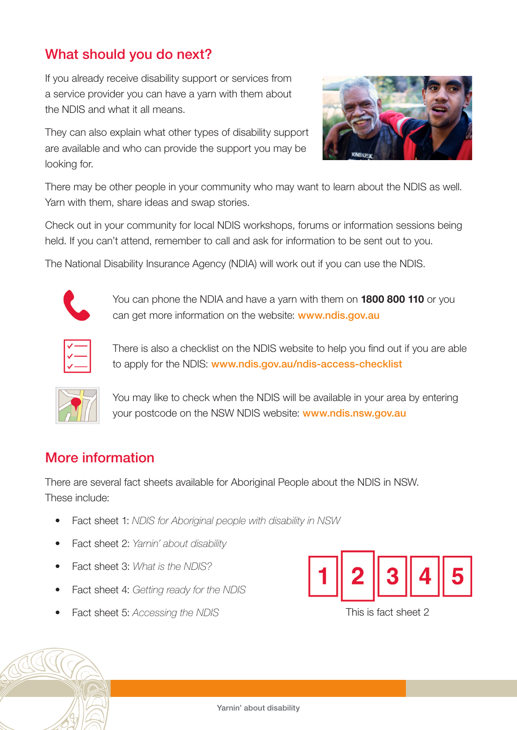## What should you do next?

If you already receive disability support or services from a service provider you can have a yarn with them about the NDIS and what it all means.

They can also explain what other types of disability support are available and who can provide the support you may be looking for.

There may be other people in your community who may want to learn about the NDIS as well. Yarn with them, share ideas and swap stories.

Check out in your community for local NDIS workshops, forums or information sessions being held. If you can't attend, remember to call and ask for information to be sent out to you.

The National Disability Insurance Agency (NDIA) will work out if you can use the NDIS.

You can phone the NDIA and have a yarn with them on **1800 800 110** or you can get more information on the website: www.ndis.gov.au

There is also a checklist on the NDIS website to help you find out if you are able to apply for the NDIS: www.ndis.gov.au/ndis-access-checklist

You may like to check when the NDIS will be available in your area by entering your postcode on the NSW NDIS website: www.ndis.nsw.gov.au

## More information

There are several fact sheets available for Aboriginal People about the NDIS in NSW. These include:

- Fact sheet 1: *NDIS for Aboriginal people with disability in NSW*
- Fact sheet 2: *Yarnin' about disability*
- Fact sheet 3: *What is the NDIS?*
- Fact sheet 4: *Getting ready for the NDIS*
- Fact sheet 5: *Accessing the NDIS*

1 2 3 4 5

This is fact sheet 2